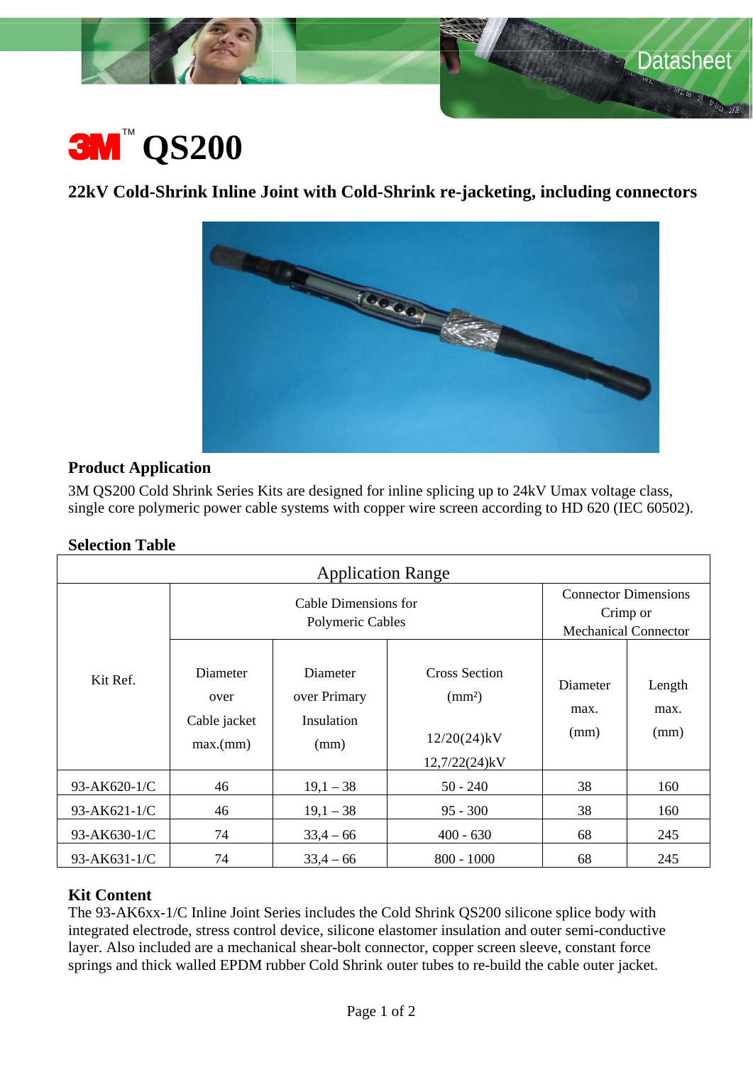# 3M™ QS200

## 22kV Cold-Shrink Inline Joint with Cold-Shrink re-jacketing, including connectors

### Product Application

3M QS200 Cold Shrink Series Kits are designed for inline splicing up to 24kV Umax voltage class, single core polymeric power cable systems with copper wire screen according to HD 620 (IEC 60502).

### Selection Table

| Application Range | | | | | |
|---|---|---|---|---|---|
| Kit Ref. | Cable Dimensions for Polymeric Cables | | | Connector Dimensions Crimp or Mechanical Connector | |
| | Diameter over Cable jacket max.(mm) | Diameter over Primary Insulation (mm) | Cross Section ($mm^2$) 12/20(24)kV 12,7/22(24)kV | Diameter max. (mm) | Length max. (mm) |
| 93-AK620-1/C | 46 | 19,1 – 38 | 50 - 240 | 38 | 160 |
| 93-AK621-1/C | 46 | 19,1 – 38 | 95 - 300 | 38 | 160 |
| 93-AK630-1/C | 74 | 33,4 – 66 | 400 - 630 | 68 | 245 |
| 93-AK631-1/C | 74 | 33,4 – 66 | 800 - 1000 | 68 | 245 |

### Kit Content

The 93-AK6xx-1/C Inline Joint Series includes the Cold Shrink QS200 silicone splice body with integrated electrode, stress control device, silicone elastomer insulation and outer semi-conductive layer. Also included are a mechanical shear-bolt connector, copper screen sleeve, constant force springs and thick walled EPDM rubber Cold Shrink outer tubes to re-build the cable outer jacket.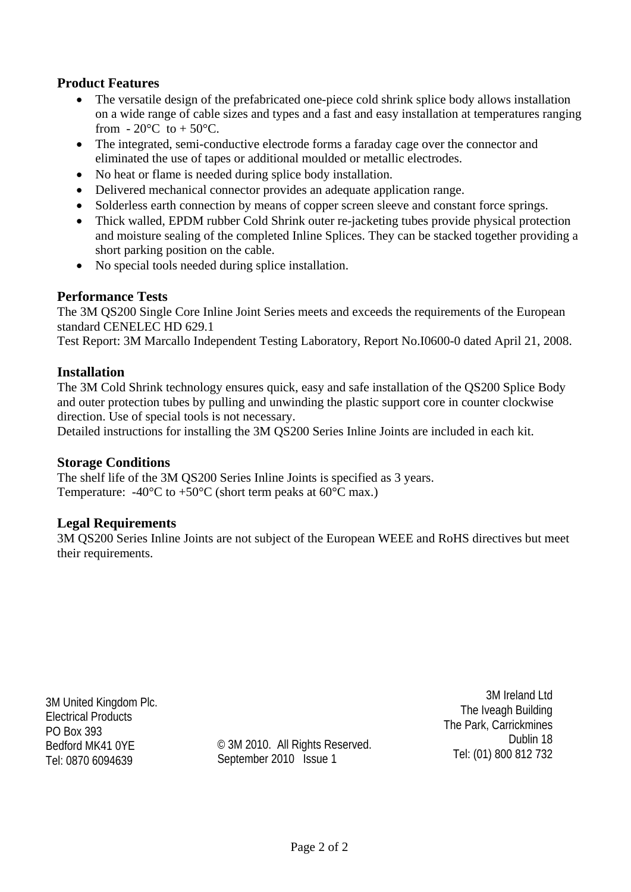## Product Features

- The versatile design of the prefabricated one-piece cold shrink splice body allows installation on a wide range of cable sizes and types and a fast and easy installation at temperatures ranging from - 20°C to + 50°C.
- The integrated, semi-conductive electrode forms a faraday cage over the connector and eliminated the use of tapes or additional moulded or metallic electrodes.
- No heat or flame is needed during splice body installation.
- Delivered mechanical connector provides an adequate application range.
- Solderless earth connection by means of copper screen sleeve and constant force springs.
- Thick walled, EPDM rubber Cold Shrink outer re-jacketing tubes provide physical protection and moisture sealing of the completed Inline Splices. They can be stacked together providing a short parking position on the cable.
- No special tools needed during splice installation.

## Performance Tests

The 3M QS200 Single Core Inline Joint Series meets and exceeds the requirements of the European standard CENELEC HD 629.1
Test Report: 3M Marcallo Independent Testing Laboratory, Report No.I0600-0 dated April 21, 2008.

## Installation

The 3M Cold Shrink technology ensures quick, easy and safe installation of the QS200 Splice Body and outer protection tubes by pulling and unwinding the plastic support core in counter clockwise direction. Use of special tools is not necessary.
Detailed instructions for installing the 3M QS200 Series Inline Joints are included in each kit.

## Storage Conditions

The shelf life of the 3M QS200 Series Inline Joints is specified as 3 years.
Temperature: -40°C to +50°C (short term peaks at 60°C max.)

## Legal Requirements

3M QS200 Series Inline Joints are not subject of the European WEEE and RoHS directives but meet their requirements.

3M United Kingdom Plc.
Electrical Products
PO Box 393
Bedford MK41 0YE
Tel: 0870 6094639

© 3M 2010. All Rights Reserved.
September 2010 Issue 1

3M Ireland Ltd
The Iveagh Building
The Park, Carrickmines
Dublin 18
Tel: (01) 800 812 732